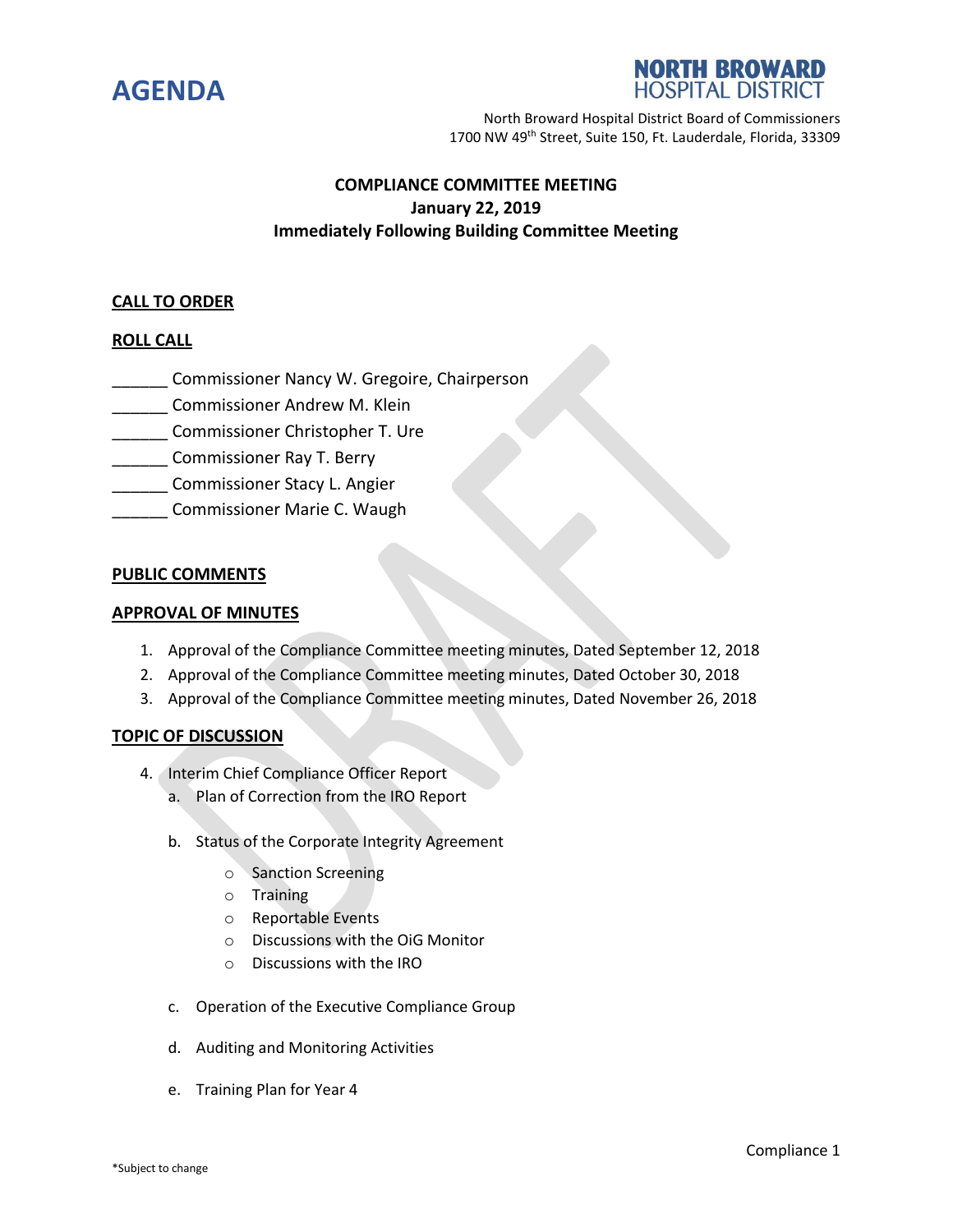# AGENDA

NORTH BROWARD HOSPITAL DISTRICT

North Broward Hospital District Board of Commissioners
1700 NW 49th Street, Suite 150, Ft. Lauderdale, Florida, 33309

**COMPLIANCE COMMITTEE MEETING**
**January 22, 2019**
**Immediately Following Building Committee Meeting**

**CALL TO ORDER**

**ROLL CALL**

______ Commissioner Nancy W. Gregoire, Chairperson
______ Commissioner Andrew M. Klein
______ Commissioner Christopher T. Ure
______ Commissioner Ray T. Berry
______ Commissioner Stacy L. Angier
______ Commissioner Marie C. Waugh

**PUBLIC COMMENTS**

**APPROVAL OF MINUTES**

1. Approval of the Compliance Committee meeting minutes, Dated September 12, 2018
2. Approval of the Compliance Committee meeting minutes, Dated October 30, 2018
3. Approval of the Compliance Committee meeting minutes, Dated November 26, 2018

**TOPIC OF DISCUSSION**

4. Interim Chief Compliance Officer Report
   a. Plan of Correction from the IRO Report

   b. Status of the Corporate Integrity Agreement
      - Sanction Screening
      - Training
      - Reportable Events
      - Discussions with the OiG Monitor
      - Discussions with the IRO

   c. Operation of the Executive Compliance Group

   d. Auditing and Monitoring Activities

   e. Training Plan for Year 4

*Subject to change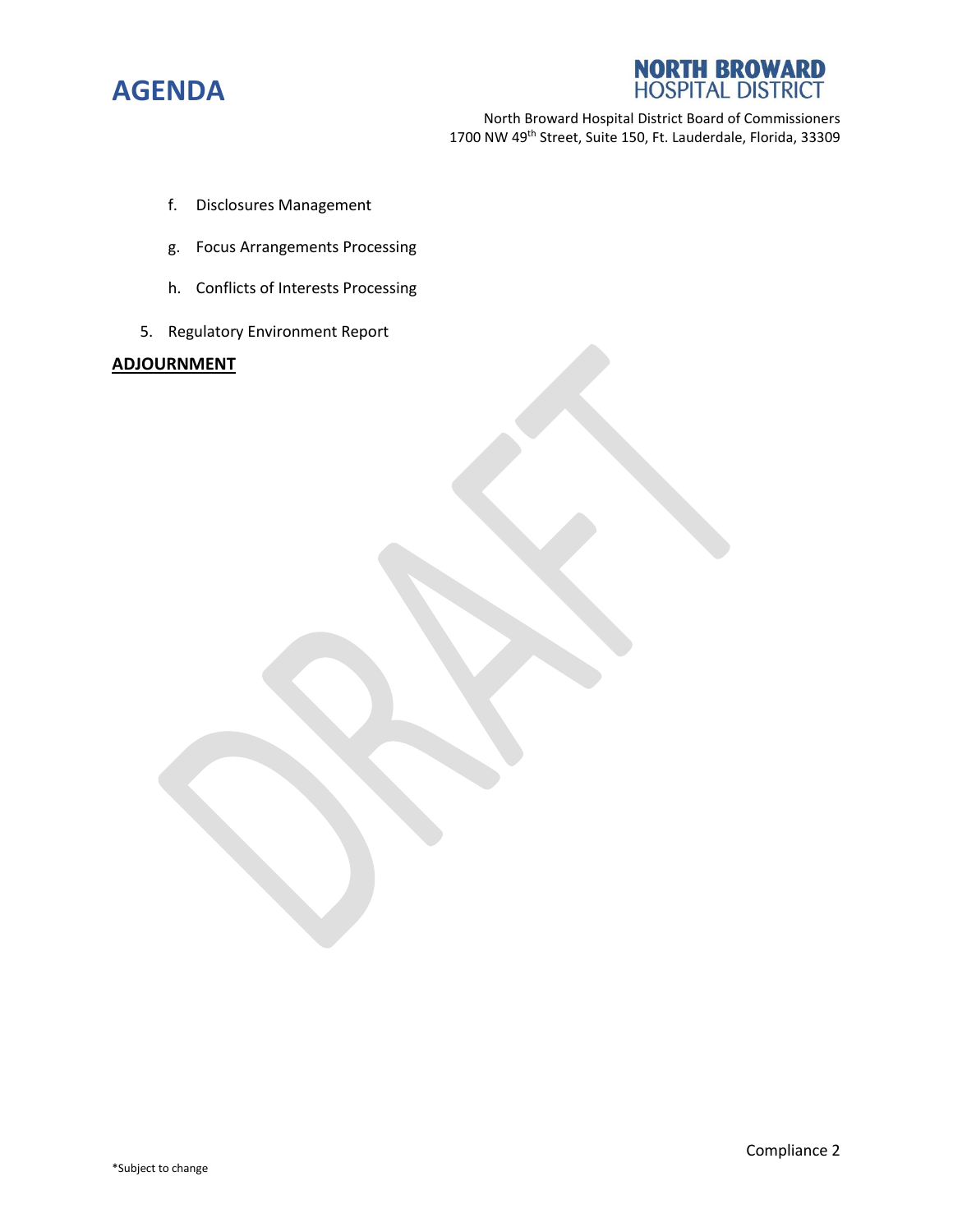# AGENDA

North Broward Hospital District Board of Commissioners
1700 NW 49th Street, Suite 150, Ft. Lauderdale, Florida, 33309

    f. Disclosures Management

    g. Focus Arrangements Processing

    h. Conflicts of Interests Processing

5. Regulatory Environment Report

**ADJOURNMENT**

Compliance 2

*Subject to change